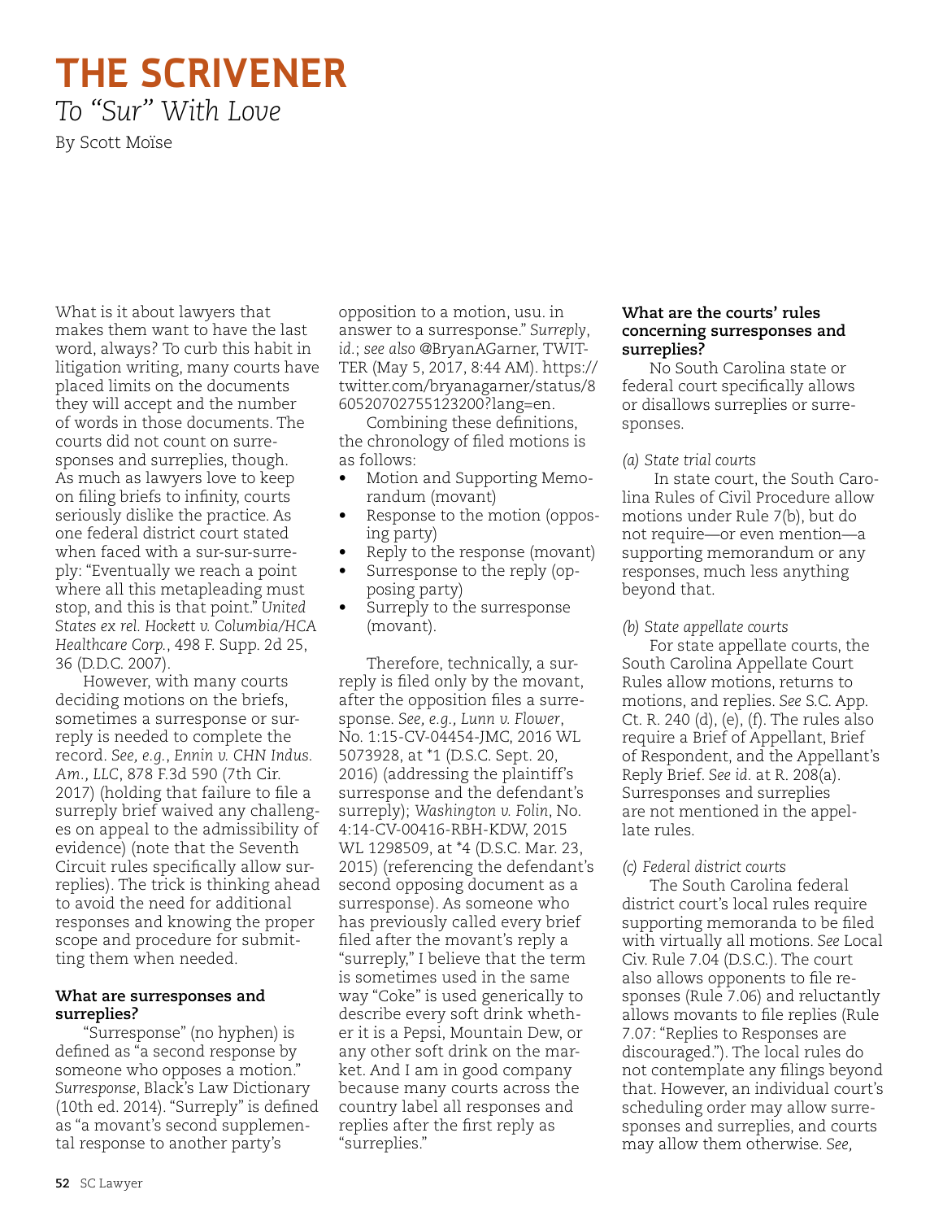# THE SCRIVENER

*To "Sur" With Love*

By Scott Moïse

What is it about lawyers that makes them want to have the last word, always? To curb this habit in litigation writing, many courts have placed limits on the documents they will accept and the number of words in those documents. The courts did not count on surresponses and surreplies, though. As much as lawyers love to keep on filing briefs to infinity, courts seriously dislike the practice. As one federal district court stated when faced with a sur-sur-surreply: "Eventually we reach a point where all this metapleading must stop, and this is that point." *United States ex rel. Hockett v. Columbia/HCA Healthcare Corp.*, 498 F. Supp. 2d 25, 36 (D.D.C. 2007).

However, with many courts deciding motions on the briefs, sometimes a surresponse or surreply is needed to complete the record. *See, e.g.*, *Ennin v. CHN Indus. Am., LLC*, 878 F.3d 590 (7th Cir. 2017) (holding that failure to file a surreply brief waived any challenges on appeal to the admissibility of evidence) (note that the Seventh Circuit rules specifically allow surreplies). The trick is thinking ahead to avoid the need for additional responses and knowing the proper scope and procedure for submitting them when needed.

**What are surresponses and surreplies?**

"Surresponse" (no hyphen) is defined as "a second response by someone who opposes a motion." *Surresponse*, Black's Law Dictionary (10th ed. 2014). "Surreply" is defined as "a movant's second supplemental response to another party's opposition to a motion, usu. in answer to a surresponse." *Surreply*, *id.*; *see also* @BryanAGarner, TWITTER (May 5, 2017, 8:44 AM). https://twitter.com/bryanagarner/status/860520702755123200?lang=en.

Combining these definitions, the chronology of filed motions is as follows:

- Motion and Supporting Memorandum (movant)
- Response to the motion (opposing party)
- Reply to the response (movant)
- Surresponse to the reply (opposing party)
- Surreply to the surresponse (movant).

Therefore, technically, a surreply is filed only by the movant, after the opposition files a surresponse. *See, e.g., Lunn v. Flower*, No. 1:15-CV-04454-JMC, 2016 WL 5073928, at *1 (D.S.C. Sept. 20, 2016) (addressing the plaintiff's surresponse and the defendant's surreply); *Washington v. Folin*, No. 4:14-CV-00416-RBH-KDW, 2015 WL 1298509, at *4 (D.S.C. Mar. 23, 2015) (referencing the defendant's second opposing document as a surresponse). As someone who has previously called every brief filed after the movant's reply a "surreply," I believe that the term is sometimes used in the same way "Coke" is used generically to describe every soft drink whether it is a Pepsi, Mountain Dew, or any other soft drink on the market. And I am in good company because many courts across the country label all responses and replies after the first reply as "surreplies."

**What are the courts' rules concerning surresponses and surreplies?**

No South Carolina state or federal court specifically allows or disallows surreplies or surresponses.

*(a) State trial courts*

In state court, the South Carolina Rules of Civil Procedure allow motions under Rule 7(b), but do not require—or even mention—a supporting memorandum or any responses, much less anything beyond that.

*(b) State appellate courts*

For state appellate courts, the South Carolina Appellate Court Rules allow motions, returns to motions, and replies. *See* S.C. App. Ct. R. 240 (d), (e), (f). The rules also require a Brief of Appellant, Brief of Respondent, and the Appellant's Reply Brief. *See id.* at R. 208(a). Surresponses and surreplies are not mentioned in the appellate rules.

*(c) Federal district courts*

The South Carolina federal district court's local rules require supporting memoranda to be filed with virtually all motions. *See* Local Civ. Rule 7.04 (D.S.C.). The court also allows opponents to file responses (Rule 7.06) and reluctantly allows movants to file replies (Rule 7.07: "Replies to Responses are discouraged."). The local rules do not contemplate any filings beyond that. However, an individual court's scheduling order may allow surresponses and surreplies, and courts may allow them otherwise. *See,*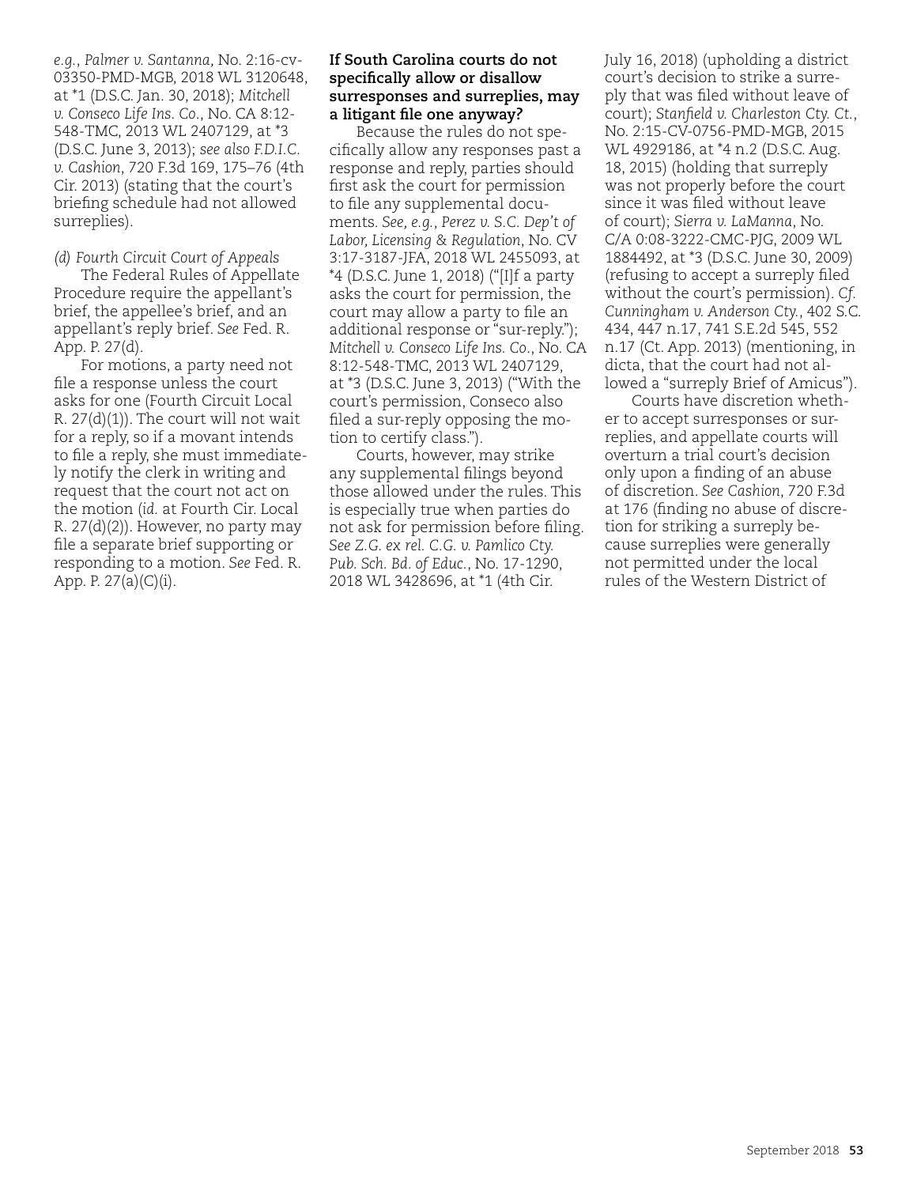*e.g.*, *Palmer v. Santanna*, No. 2:16-cv-03350-PMD-MGB, 2018 WL 3120648, at *1 (D.S.C. Jan. 30, 2018); *Mitchell v. Conseco Life Ins. Co*., No. CA 8:12-548-TMC, 2013 WL 2407129, at *3 (D.S.C. June 3, 2013); *see also F.D.I.C. v. Cashion*, 720 F.3d 169, 175–76 (4th Cir. 2013) (stating that the court's briefing schedule had not allowed surreplies).

*(d) Fourth Circuit Court of Appeals*

The Federal Rules of Appellate Procedure require the appellant's brief, the appellee's brief, and an appellant's reply brief. *See* Fed. R. App. P. 27(d).

For motions, a party need not file a response unless the court asks for one (Fourth Circuit Local R. 27(d)(1)). The court will not wait for a reply, so if a movant intends to file a reply, she must immediately notify the clerk in writing and request that the court not act on the motion (*id.* at Fourth Cir. Local R. 27(d)(2)). However, no party may file a separate brief supporting or responding to a motion. *See* Fed. R. App. P. 27(a)(C)(i).

**If South Carolina courts do not specifically allow or disallow surresponses and surreplies, may a litigant file one anyway?**

Because the rules do not specifically allow any responses past a response and reply, parties should first ask the court for permission to file any supplemental documents. *See, e.g.*, *Perez v. S.C. Dep't of Labor, Licensing & Regulation*, No. CV 3:17-3187-JFA, 2018 WL 2455093, at *4 (D.S.C. June 1, 2018) ("[I]f a party asks the court for permission, the court may allow a party to file an additional response or "sur-reply."); *Mitchell v. Conseco Life Ins. Co*., No. CA 8:12-548-TMC, 2013 WL 2407129, at *3 (D.S.C. June 3, 2013) ("With the court's permission, Conseco also filed a sur-reply opposing the motion to certify class.").

Courts, however, may strike any supplemental filings beyond those allowed under the rules. This is especially true when parties do not ask for permission before filing. *See Z.G. ex rel. C.G. v. Pamlico Cty. Pub. Sch. Bd. of Educ.*, No. 17-1290, 2018 WL 3428696, at *1 (4th Cir. July 16, 2018) (upholding a district court's decision to strike a surreply that was filed without leave of court); *Stanfield v. Charleston Cty. Ct.*, No. 2:15-CV-0756-PMD-MGB, 2015 WL 4929186, at *4 n.2 (D.S.C. Aug. 18, 2015) (holding that surreply was not properly before the court since it was filed without leave of court); *Sierra v. LaManna*, No. C/A 0:08-3222-CMC-PJG, 2009 WL 1884492, at *3 (D.S.C. June 30, 2009) (refusing to accept a surreply filed without the court's permission). *Cf. Cunningham v. Anderson Cty.*, 402 S.C. 434, 447 n.17, 741 S.E.2d 545, 552 n.17 (Ct. App. 2013) (mentioning, in dicta, that the court had not allowed a "surreply Brief of Amicus").

Courts have discretion whether to accept surresponses or surreplies, and appellate courts will overturn a trial court's decision only upon a finding of an abuse of discretion. *See Cashion*, 720 F.3d at 176 (finding no abuse of discretion for striking a surreply because surreplies were generally not permitted under the local rules of the Western District of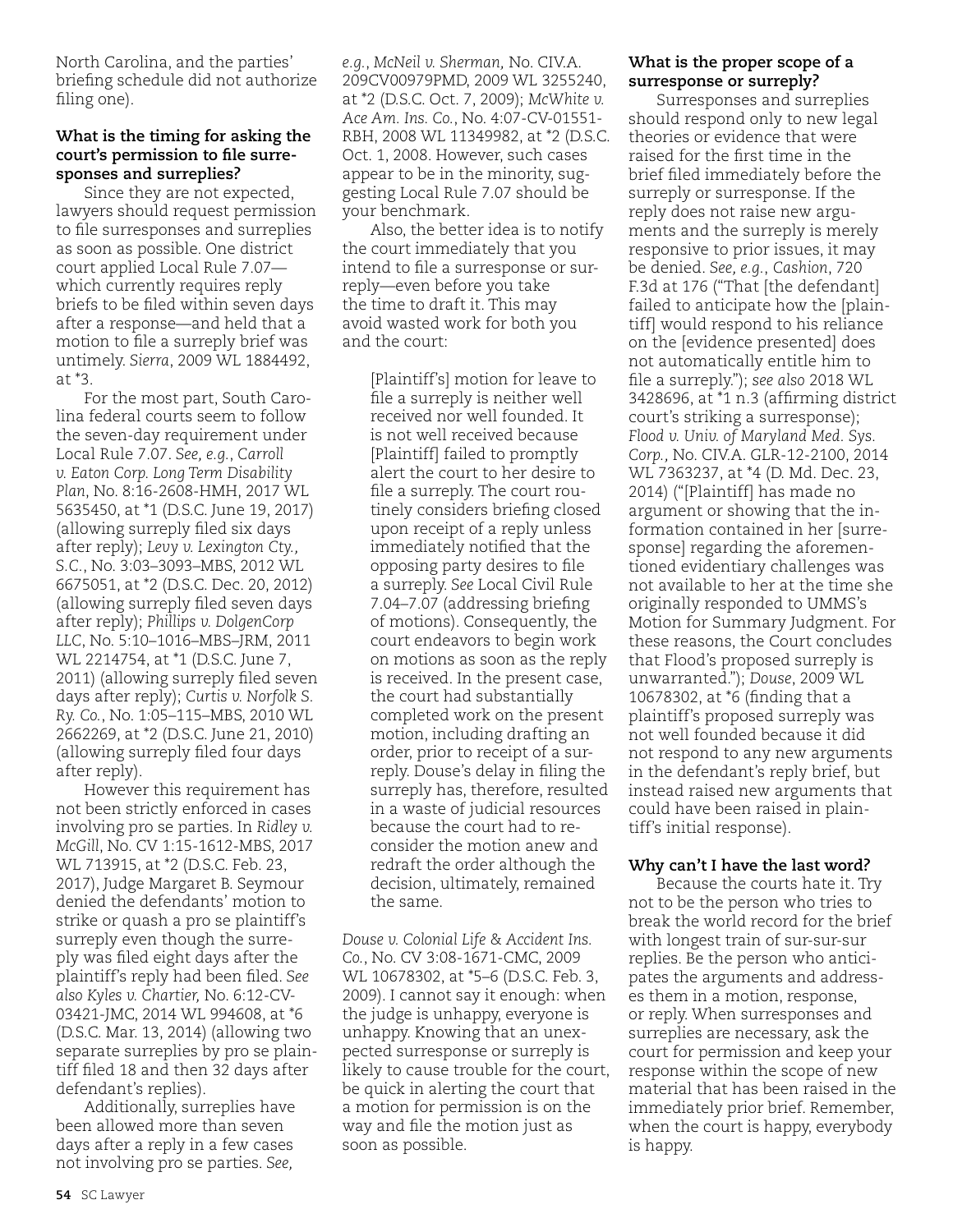North Carolina, and the parties' briefing schedule did not authorize filing one).

### What is the timing for asking the court's permission to file surresponses and surreplies?

Since they are not expected, lawyers should request permission to file surresponses and surreplies as soon as possible. One district court applied Local Rule 7.07—which currently requires reply briefs to be filed within seven days after a response—and held that a motion to file a surreply brief was untimely. *Sierra*, 2009 WL 1884492, at *3.

For the most part, South Carolina federal courts seem to follow the seven-day requirement under Local Rule 7.07. *See, e.g.*, *Carroll v. Eaton Corp. Long Term Disability Plan*, No. 8:16-2608-HMH, 2017 WL 5635450, at *1 (D.S.C. June 19, 2017) (allowing surreply filed six days after reply); *Levy v. Lexington Cty., S.C.*, No. 3:03–3093–MBS, 2012 WL 6675051, at *2 (D.S.C. Dec. 20, 2012) (allowing surreply filed seven days after reply); *Phillips v. DolgenCorp LLC*, No. 5:10–1016–MBS–JRM, 2011 WL 2214754, at *1 (D.S.C. June 7, 2011) (allowing surreply filed seven days after reply); *Curtis v. Norfolk S. Ry. Co.*, No. 1:05–115–MBS, 2010 WL 2662269, at *2 (D.S.C. June 21, 2010) (allowing surreply filed four days after reply).

However this requirement has not been strictly enforced in cases involving pro se parties. In *Ridley v. McGill*, No. CV 1:15-1612-MBS, 2017 WL 713915, at *2 (D.S.C. Feb. 23, 2017), Judge Margaret B. Seymour denied the defendants' motion to strike or quash a pro se plaintiff's surreply even though the surreply was filed eight days after the plaintiff's reply had been filed. *See also Kyles v. Chartier*, No. 6:12-CV-03421-JMC, 2014 WL 994608, at *6 (D.S.C. Mar. 13, 2014) (allowing two separate surreplies by pro se plaintiff filed 18 and then 32 days after defendant's replies).

Additionally, surreplies have been allowed more than seven days after a reply in a few cases not involving pro se parties. *See, e.g.*, *McNeil v. Sherman*, No. CIV.A. 209CV00979PMD, 2009 WL 3255240, at *2 (D.S.C. Oct. 7, 2009); *McWhite v. Ace Am. Ins. Co.*, No. 4:07-CV-01551-RBH, 2008 WL 11349982, at *2 (D.S.C. Oct. 1, 2008. However, such cases appear to be in the minority, suggesting Local Rule 7.07 should be your benchmark.

Also, the better idea is to notify the court immediately that you intend to file a surresponse or surreply—even before you take the time to draft it. This may avoid wasted work for both you and the court:

> [Plaintiff's] motion for leave to file a surreply is neither well received nor well founded. It is not well received because [Plaintiff] failed to promptly alert the court to her desire to file a surreply. The court routinely considers briefing closed upon receipt of a reply unless immediately notified that the opposing party desires to file a surreply. *See* Local Civil Rule 7.04–7.07 (addressing briefing of motions). Consequently, the court endeavors to begin work on motions as soon as the reply is received. In the present case, the court had substantially completed work on the present motion, including drafting an order, prior to receipt of a surreply. Douse's delay in filing the surreply has, therefore, resulted in a waste of judicial resources because the court had to reconsider the motion anew and redraft the order although the decision, ultimately, remained the same.

*Douse v. Colonial Life & Accident Ins. Co.*, No. CV 3:08-1671-CMC, 2009 WL 10678302, at *5–6 (D.S.C. Feb. 3, 2009). I cannot say it enough: when the judge is unhappy, everyone is unhappy. Knowing that an unexpected surresponse or surreply is likely to cause trouble for the court, be quick in alerting the court that a motion for permission is on the way and file the motion just as soon as possible.

### What is the proper scope of a surresponse or surreply?

Surresponses and surreplies should respond only to new legal theories or evidence that were raised for the first time in the brief filed immediately before the surreply or surresponse. If the reply does not raise new arguments and the surreply is merely responsive to prior issues, it may be denied. *See, e.g.*, *Cashion*, 720 F.3d at 176 ("That [the defendant] failed to anticipate how the [plaintiff] would respond to his reliance on the [evidence presented] does not automatically entitle him to file a surreply."); *see also* 2018 WL 3428696, at *1 n.3 (affirming district court's striking a surresponse); *Flood v. Univ. of Maryland Med. Sys. Corp.*, No. CIV.A. GLR-12-2100, 2014 WL 7363237, at *4 (D. Md. Dec. 23, 2014) ("[Plaintiff] has made no argument or showing that the information contained in her [surresponse] regarding the aforementioned evidentiary challenges was not available to her at the time she originally responded to UMMS's Motion for Summary Judgment. For these reasons, the Court concludes that Flood's proposed surreply is unwarranted."); *Douse*, 2009 WL 10678302, at *6 (finding that a plaintiff's proposed surreply was not well founded because it did not respond to any new arguments in the defendant's reply brief, but instead raised new arguments that could have been raised in plaintiff's initial response).

### Why can't I have the last word?

Because the courts hate it. Try not to be the person who tries to break the world record for the brief with longest train of sur-sur-sur replies. Be the person who anticipates the arguments and addresses them in a motion, response, or reply. When surresponses and surreplies are necessary, ask the court for permission and keep your response within the scope of new material that has been raised in the immediately prior brief. Remember, when the court is happy, everybody is happy.